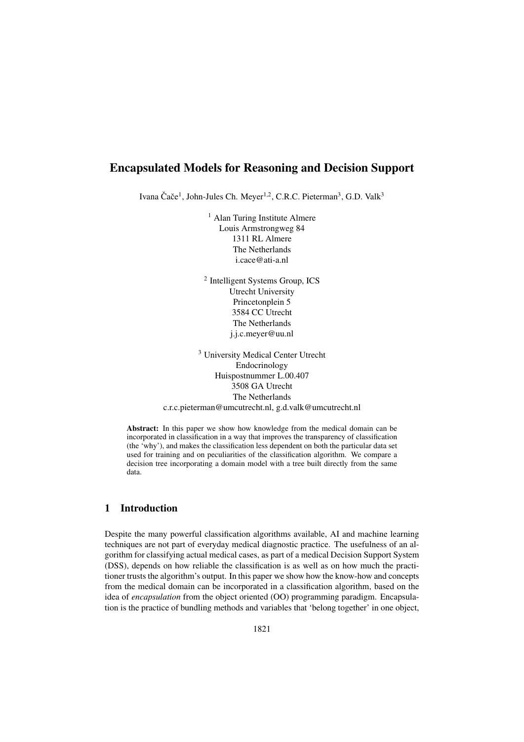# Encapsulated Models for Reasoning and Decision Support

Ivana Čače[1], John-Jules Ch. Meyer[1,2], C.R.C. Pieterman[3], G.D. Valk[3]

[1] Alan Turing Institute Almere
Louis Armstrongweg 84
1311 RL Almere
The Netherlands
i.cace@ati-a.nl

[2] Intelligent Systems Group, ICS
Utrecht University
Princetonplein 5
3584 CC Utrecht
The Netherlands
j.j.c.meyer@uu.nl

[3] University Medical Center Utrecht
Endocrinology
Huispostnummer L.00.407
3508 GA Utrecht
The Netherlands
c.r.c.pieterman@umcutrecht.nl, g.d.valk@umcutrecht.nl

**Abstract:** In this paper we show how knowledge from the medical domain can be incorporated in classification in a way that improves the transparency of classification (the 'why'), and makes the classification less dependent on both the particular data set used for training and on peculiarities of the classification algorithm. We compare a decision tree incorporating a domain model with a tree built directly from the same data.

## 1 Introduction

Despite the many powerful classification algorithms available, AI and machine learning techniques are not part of everyday medical diagnostic practice. The usefulness of an algorithm for classifying actual medical cases, as part of a medical Decision Support System (DSS), depends on how reliable the classification is as well as on how much the practitioner trusts the algorithm's output. In this paper we show how the know-how and concepts from the medical domain can be incorporated in a classification algorithm, based on the idea of *encapsulation* from the object oriented (OO) programming paradigm. Encapsulation is the practice of bundling methods and variables that 'belong together' in one object,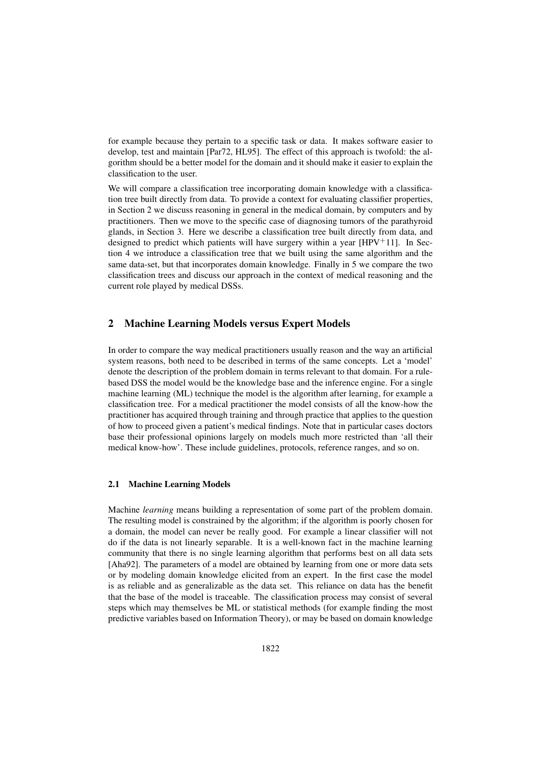for example because they pertain to a specific task or data. It makes software easier to develop, test and maintain [Par72, HL95]. The effect of this approach is twofold: the algorithm should be a better model for the domain and it should make it easier to explain the classification to the user.

We will compare a classification tree incorporating domain knowledge with a classification tree built directly from data. To provide a context for evaluating classifier properties, in Section 2 we discuss reasoning in general in the medical domain, by computers and by practitioners. Then we move to the specific case of diagnosing tumors of the parathyroid glands, in Section 3. Here we describe a classification tree built directly from data, and designed to predict which patients will have surgery within a year [HPV$^{+}$11]. In Section 4 we introduce a classification tree that we built using the same algorithm and the same data-set, but that incorporates domain knowledge. Finally in 5 we compare the two classification trees and discuss our approach in the context of medical reasoning and the current role played by medical DSSs.

## 2 Machine Learning Models versus Expert Models

In order to compare the way medical practitioners usually reason and the way an artificial system reasons, both need to be described in terms of the same concepts. Let a 'model' denote the description of the problem domain in terms relevant to that domain. For a rule-based DSS the model would be the knowledge base and the inference engine. For a single machine learning (ML) technique the model is the algorithm after learning, for example a classification tree. For a medical practitioner the model consists of all the know-how the practitioner has acquired through training and through practice that applies to the question of how to proceed given a patient's medical findings. Note that in particular cases doctors base their professional opinions largely on models much more restricted than 'all their medical know-how'. These include guidelines, protocols, reference ranges, and so on.

### 2.1 Machine Learning Models

Machine *learning* means building a representation of some part of the problem domain. The resulting model is constrained by the algorithm; if the algorithm is poorly chosen for a domain, the model can never be really good. For example a linear classifier will not do if the data is not linearly separable. It is a well-known fact in the machine learning community that there is no single learning algorithm that performs best on all data sets [Aha92]. The parameters of a model are obtained by learning from one or more data sets or by modeling domain knowledge elicited from an expert. In the first case the model is as reliable and as generalizable as the data set. This reliance on data has the benefit that the base of the model is traceable. The classification process may consist of several steps which may themselves be ML or statistical methods (for example finding the most predictive variables based on Information Theory), or may be based on domain knowledge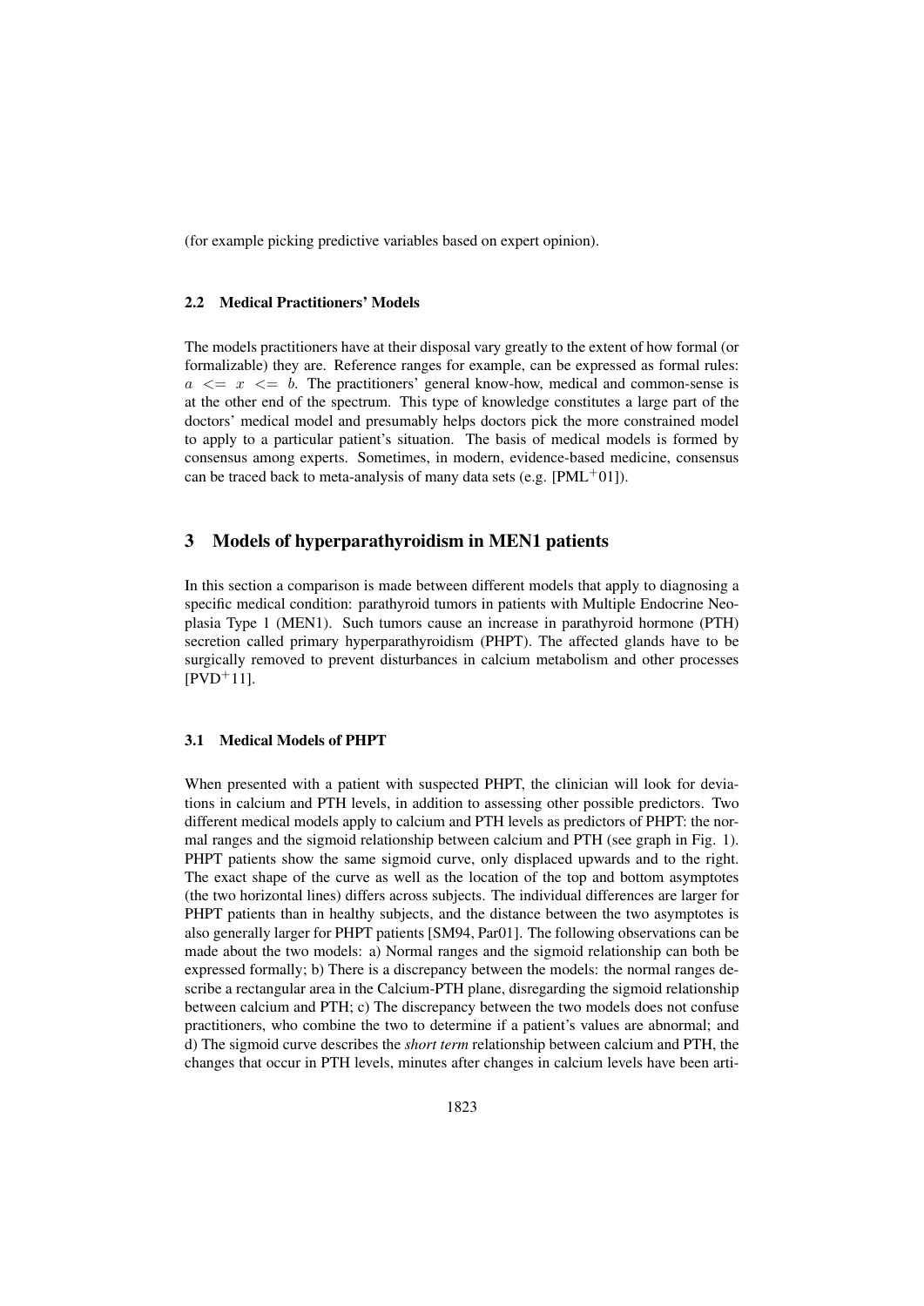(for example picking predictive variables based on expert opinion).

### 2.2 Medical Practitioners' Models

The models practitioners have at their disposal vary greatly to the extent of how formal (or formalizable) they are. Reference ranges for example, can be expressed as formal rules: $a <= x <= b$. The practitioners' general know-how, medical and common-sense is at the other end of the spectrum. This type of knowledge constitutes a large part of the doctors' medical model and presumably helps doctors pick the more constrained model to apply to a particular patient's situation. The basis of medical models is formed by consensus among experts. Sometimes, in modern, evidence-based medicine, consensus can be traced back to meta-analysis of many data sets (e.g. [PML+01]).

## 3 Models of hyperparathyroidism in MEN1 patients

In this section a comparison is made between different models that apply to diagnosing a specific medical condition: parathyroid tumors in patients with Multiple Endocrine Neoplasia Type 1 (MEN1). Such tumors cause an increase in parathyroid hormone (PTH) secretion called primary hyperparathyroidism (PHPT). The affected glands have to be surgically removed to prevent disturbances in calcium metabolism and other processes [PVD+11].

### 3.1 Medical Models of PHPT

When presented with a patient with suspected PHPT, the clinician will look for deviations in calcium and PTH levels, in addition to assessing other possible predictors. Two different medical models apply to calcium and PTH levels as predictors of PHPT: the normal ranges and the sigmoid relationship between calcium and PTH (see graph in Fig. 1). PHPT patients show the same sigmoid curve, only displaced upwards and to the right. The exact shape of the curve as well as the location of the top and bottom asymptotes (the two horizontal lines) differs across subjects. The individual differences are larger for PHPT patients than in healthy subjects, and the distance between the two asymptotes is also generally larger for PHPT patients [SM94, Par01]. The following observations can be made about the two models: a) Normal ranges and the sigmoid relationship can both be expressed formally; b) There is a discrepancy between the models: the normal ranges describe a rectangular area in the Calcium-PTH plane, disregarding the sigmoid relationship between calcium and PTH; c) The discrepancy between the two models does not confuse practitioners, who combine the two to determine if a patient's values are abnormal; and d) The sigmoid curve describes the *short term* relationship between calcium and PTH, the changes that occur in PTH levels, minutes after changes in calcium levels have been arti-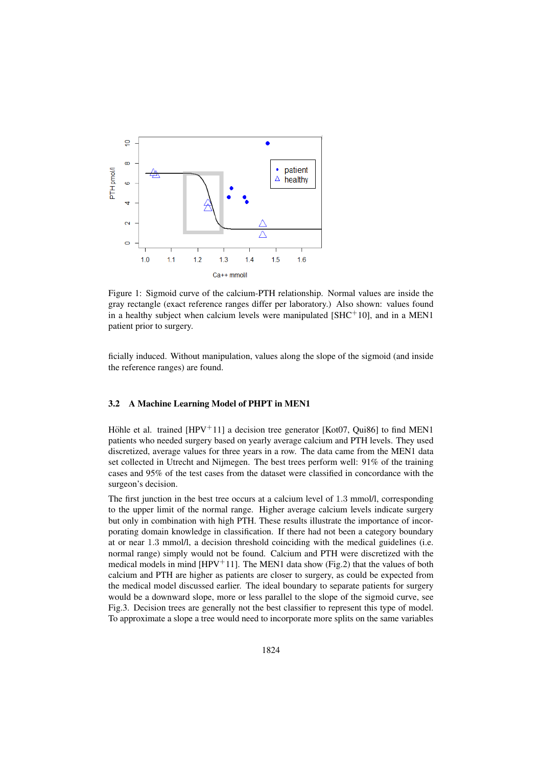Figure 1: Sigmoid curve of the calcium-PTH relationship. Normal values are inside the gray rectangle (exact reference ranges differ per laboratory.) Also shown: values found in a healthy subject when calcium levels were manipulated [SHC+10], and in a MEN1 patient prior to surgery.

ficially induced. Without manipulation, values along the slope of the sigmoid (and inside the reference ranges) are found.

### 3.2 A Machine Learning Model of PHPT in MEN1

Höhle et al. trained [HPV+11] a decision tree generator [Kot07, Qui86] to find MEN1 patients who needed surgery based on yearly average calcium and PTH levels. They used discretized, average values for three years in a row. The data came from the MEN1 data set collected in Utrecht and Nijmegen. The best trees perform well: 91% of the training cases and 95% of the test cases from the dataset were classified in concordance with the surgeon's decision.

The first junction in the best tree occurs at a calcium level of 1.3 mmol/l, corresponding to the upper limit of the normal range. Higher average calcium levels indicate surgery but only in combination with high PTH. These results illustrate the importance of incorporating domain knowledge in classification. If there had not been a category boundary at or near 1.3 mmol/l, a decision threshold coinciding with the medical guidelines (i.e. normal range) simply would not be found. Calcium and PTH were discretized with the medical models in mind [HPV+11]. The MEN1 data show (Fig.2) that the values of both calcium and PTH are higher as patients are closer to surgery, as could be expected from the medical model discussed earlier. The ideal boundary to separate patients for surgery would be a downward slope, more or less parallel to the slope of the sigmoid curve, see Fig.3. Decision trees are generally not the best classifier to represent this type of model. To approximate a slope a tree would need to incorporate more splits on the same variables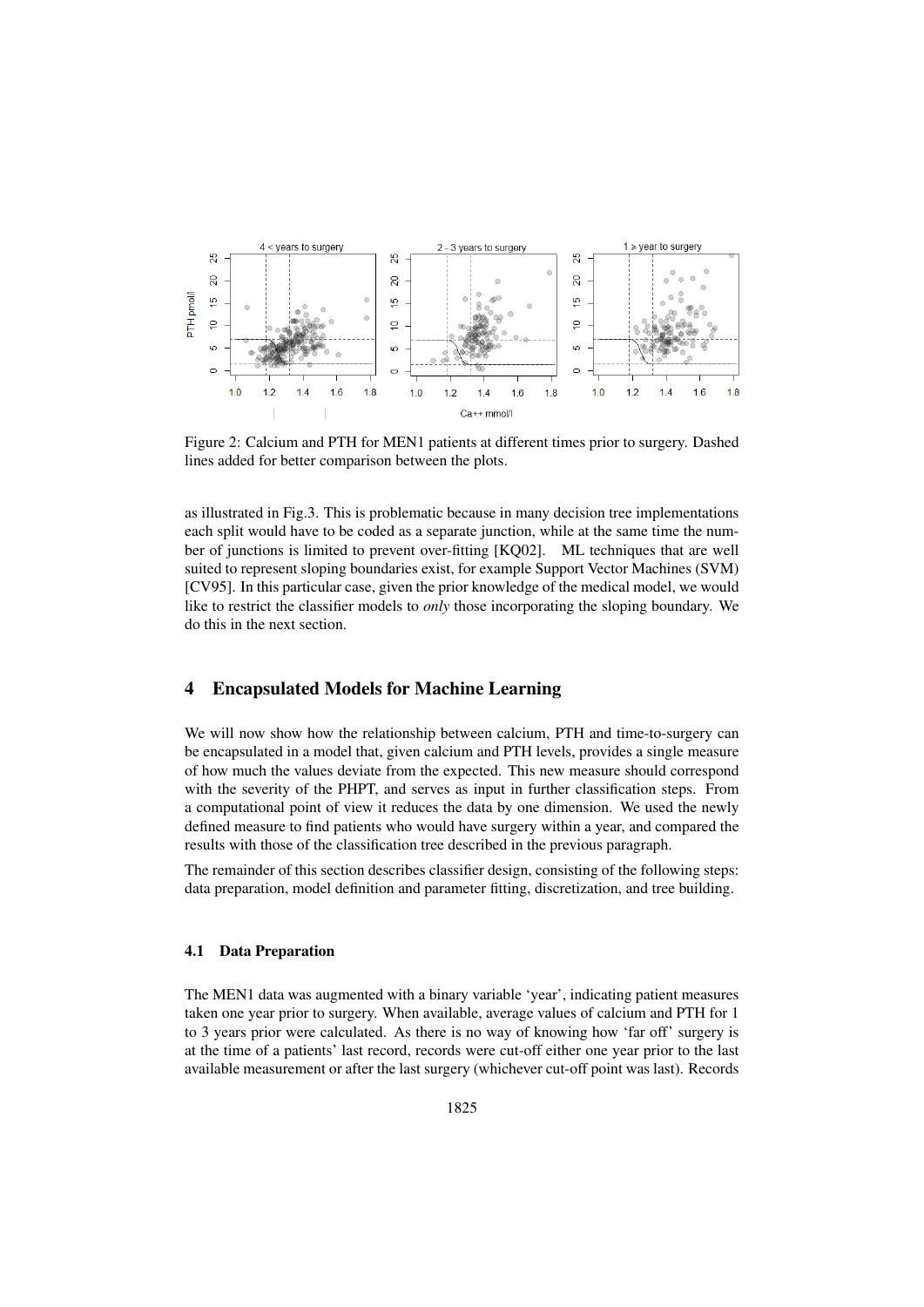Figure 2: Calcium and PTH for MEN1 patients at different times prior to surgery. Dashed lines added for better comparison between the plots.

as illustrated in Fig.3. This is problematic because in many decision tree implementations each split would have to be coded as a separate junction, while at the same time the number of junctions is limited to prevent over-fitting [KQ02]. ML techniques that are well suited to represent sloping boundaries exist, for example Support Vector Machines (SVM) [CV95]. In this particular case, given the prior knowledge of the medical model, we would like to restrict the classifier models to *only* those incorporating the sloping boundary. We do this in the next section.

## 4 Encapsulated Models for Machine Learning

We will now show how the relationship between calcium, PTH and time-to-surgery can be encapsulated in a model that, given calcium and PTH levels, provides a single measure of how much the values deviate from the expected. This new measure should correspond with the severity of the PHPT, and serves as input in further classification steps. From a computational point of view it reduces the data by one dimension. We used the newly defined measure to find patients who would have surgery within a year, and compared the results with those of the classification tree described in the previous paragraph.

The remainder of this section describes classifier design, consisting of the following steps: data preparation, model definition and parameter fitting, discretization, and tree building.

### 4.1 Data Preparation

The MEN1 data was augmented with a binary variable 'year', indicating patient measures taken one year prior to surgery. When available, average values of calcium and PTH for 1 to 3 years prior were calculated. As there is no way of knowing how 'far off' surgery is at the time of a patients' last record, records were cut-off either one year prior to the last available measurement or after the last surgery (whichever cut-off point was last). Records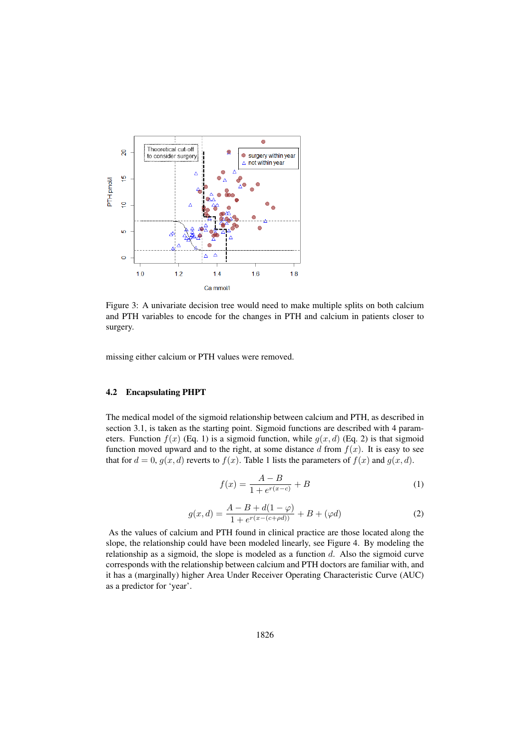Figure 3: A univariate decision tree would need to make multiple splits on both calcium and PTH variables to encode for the changes in PTH and calcium in patients closer to surgery.

missing either calcium or PTH values were removed.

### 4.2 Encapsulating PHPT

The medical model of the sigmoid relationship between calcium and PTH, as described in section 3.1, is taken as the starting point. Sigmoid functions are described with 4 parameters. Function $f(x)$ (Eq. 1) is a sigmoid function, while $g(x, d)$ (Eq. 2) is that sigmoid function moved upward and to the right, at some distance $d$ from $f(x)$. It is easy to see that for $d = 0$, $g(x, d)$ reverts to $f(x)$. Table 1 lists the parameters of $f(x)$ and $g(x, d)$.

$$f(x) = \frac{A - B}{1 + e^{r(x-c)}} + B \tag{1}$$

$$g(x, d) = \frac{A - B + d(1 - \varphi)}{1 + e^{r(x-(c+\rho d))}} + B + (\varphi d) \tag{2}$$

As the values of calcium and PTH found in clinical practice are those located along the slope, the relationship could have been modeled linearly, see Figure 4. By modeling the relationship as a sigmoid, the slope is modeled as a function $d$. Also the sigmoid curve corresponds with the relationship between calcium and PTH doctors are familiar with, and it has a (marginally) higher Area Under Receiver Operating Characteristic Curve (AUC) as a predictor for 'year'.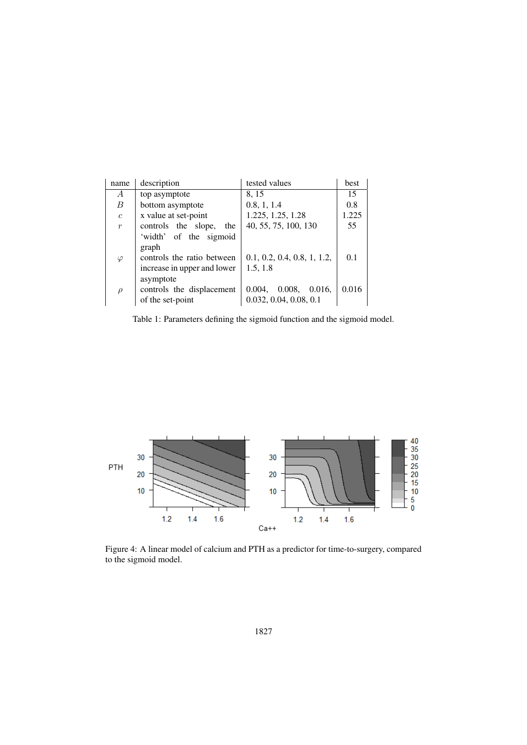| name | description | tested values | best |
|---|---|---|---|
| $A$ | top asymptote | 8, 15 | 15 |
| $B$ | bottom asymptote | 0.8, 1, 1.4 | 0.8 |
| $c$ | x value at set-point | 1.225, 1.25, 1.28 | 1.225 |
| $r$ | controls the slope, the 'width' of the sigmoid graph | 40, 55, 75, 100, 130 | 55 |
| $\varphi$ | controls the ratio between increase in upper and lower asymptote | 0.1, 0.2, 0.4, 0.8, 1, 1.2, 1.5, 1.8 | 0.1 |
| $\rho$ | controls the displacement of the set-point | 0.004, 0.008, 0.016, 0.032, 0.04, 0.08, 0.1 | 0.016 |

Table 1: Parameters defining the sigmoid function and the sigmoid model.

Figure 4: A linear model of calcium and PTH as a predictor for time-to-surgery, compared to the sigmoid model.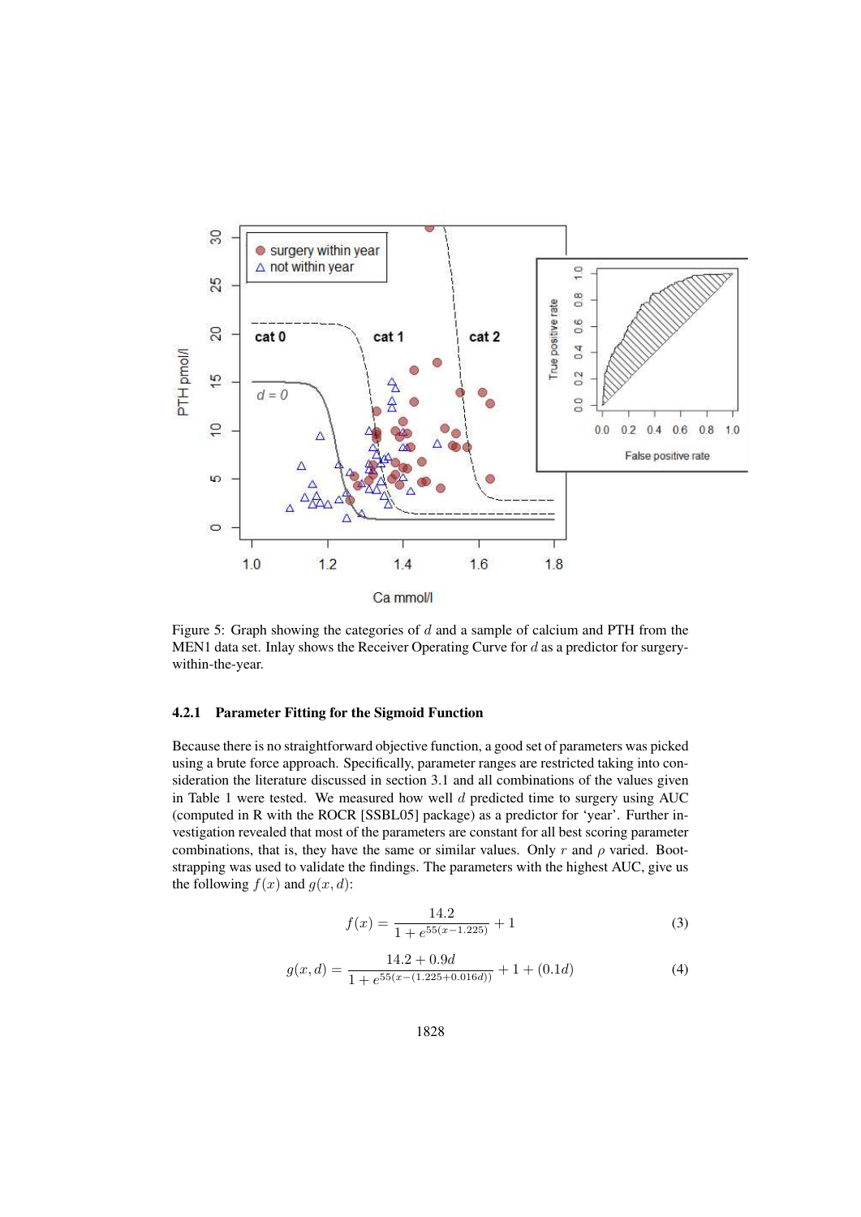Figure 5: Graph showing the categories of $d$ and a sample of calcium and PTH from the MEN1 data set. Inlay shows the Receiver Operating Curve for $d$ as a predictor for surgery-within-the-year.

#### 4.2.1 Parameter Fitting for the Sigmoid Function

Because there is no straightforward objective function, a good set of parameters was picked using a brute force approach. Specifically, parameter ranges are restricted taking into consideration the literature discussed in section 3.1 and all combinations of the values given in Table 1 were tested. We measured how well $d$ predicted time to surgery using AUC (computed in R with the ROCR [SSBL05] package) as a predictor for 'year'. Further investigation revealed that most of the parameters are constant for all best scoring parameter combinations, that is, they have the same or similar values. Only $r$ and $\rho$ varied. Bootstrapping was used to validate the findings. The parameters with the highest AUC, give us the following $f(x)$ and $g(x, d)$:

$$f(x) = \frac{14.2}{1 + e^{55(x-1.225)}} + 1 \tag{3}$$

$$g(x, d) = \frac{14.2 + 0.9d}{1 + e^{55(x-(1.225+0.016d))}} + 1 + (0.1d) \tag{4}$$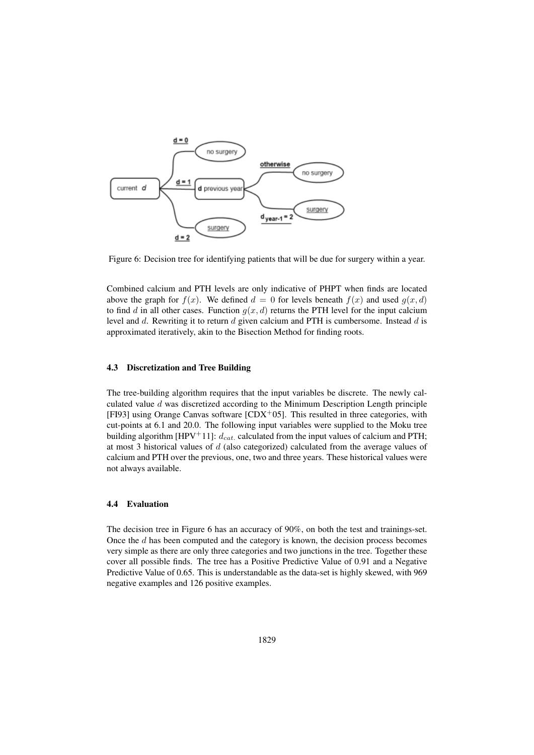Figure 6: Decision tree for identifying patients that will be due for surgery within a year.

Combined calcium and PTH levels are only indicative of PHPT when finds are located above the graph for $f(x)$. We defined $d = 0$ for levels beneath $f(x)$ and used $g(x, d)$ to find $d$ in all other cases. Function $g(x, d)$ returns the PTH level for the input calcium level and $d$. Rewriting it to return $d$ given calcium and PTH is cumbersome. Instead $d$ is approximated iteratively, akin to the Bisection Method for finding roots.

### 4.3 Discretization and Tree Building

The tree-building algorithm requires that the input variables be discrete. The newly calculated value $d$ was discretized according to the Minimum Description Length principle [FI93] using Orange Canvas software [CDX[+]05]. This resulted in three categories, with cut-points at 6.1 and 20.0. The following input variables were supplied to the Moku tree building algorithm [HPV[+]11]: $d_{cat.}$ calculated from the input values of calcium and PTH; at most 3 historical values of $d$ (also categorized) calculated from the average values of calcium and PTH over the previous, one, two and three years. These historical values were not always available.

### 4.4 Evaluation

The decision tree in Figure 6 has an accuracy of 90%, on both the test and trainings-set. Once the $d$ has been computed and the category is known, the decision process becomes very simple as there are only three categories and two junctions in the tree. Together these cover all possible finds. The tree has a Positive Predictive Value of 0.91 and a Negative Predictive Value of 0.65. This is understandable as the data-set is highly skewed, with 969 negative examples and 126 positive examples.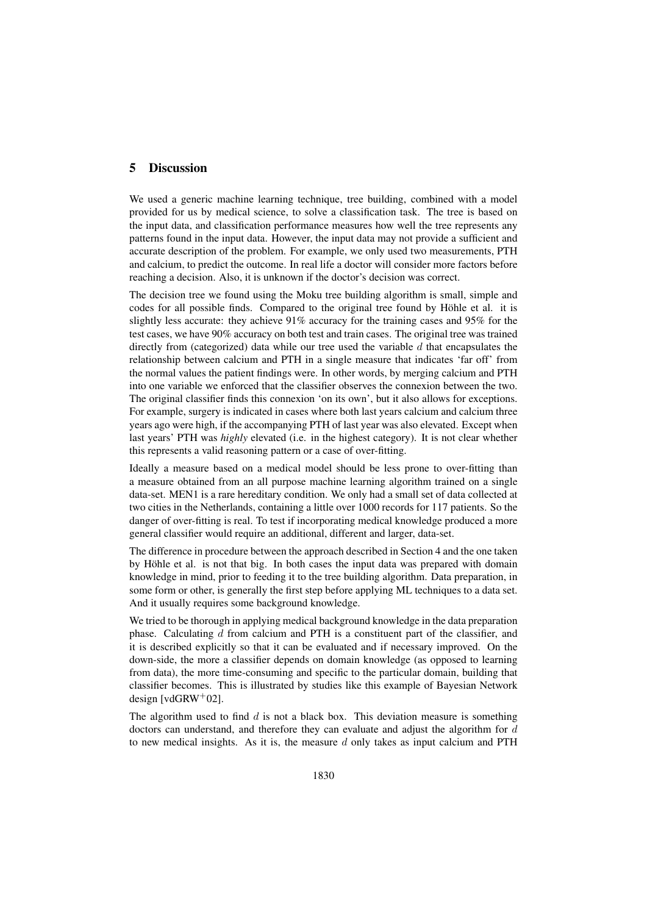## 5 Discussion

We used a generic machine learning technique, tree building, combined with a model provided for us by medical science, to solve a classification task. The tree is based on the input data, and classification performance measures how well the tree represents any patterns found in the input data. However, the input data may not provide a sufficient and accurate description of the problem. For example, we only used two measurements, PTH and calcium, to predict the outcome. In real life a doctor will consider more factors before reaching a decision. Also, it is unknown if the doctor's decision was correct.

The decision tree we found using the Moku tree building algorithm is small, simple and codes for all possible finds. Compared to the original tree found by Höhle et al. it is slightly less accurate: they achieve 91% accuracy for the training cases and 95% for the test cases, we have 90% accuracy on both test and train cases. The original tree was trained directly from (categorized) data while our tree used the variable $d$ that encapsulates the relationship between calcium and PTH in a single measure that indicates 'far off' from the normal values the patient findings were. In other words, by merging calcium and PTH into one variable we enforced that the classifier observes the connexion between the two. The original classifier finds this connexion 'on its own', but it also allows for exceptions. For example, surgery is indicated in cases where both last years calcium and calcium three years ago were high, if the accompanying PTH of last year was also elevated. Except when last years' PTH was *highly* elevated (i.e. in the highest category). It is not clear whether this represents a valid reasoning pattern or a case of over-fitting.

Ideally a measure based on a medical model should be less prone to over-fitting than a measure obtained from an all purpose machine learning algorithm trained on a single data-set. MEN1 is a rare hereditary condition. We only had a small set of data collected at two cities in the Netherlands, containing a little over 1000 records for 117 patients. So the danger of over-fitting is real. To test if incorporating medical knowledge produced a more general classifier would require an additional, different and larger, data-set.

The difference in procedure between the approach described in Section 4 and the one taken by Höhle et al. is not that big. In both cases the input data was prepared with domain knowledge in mind, prior to feeding it to the tree building algorithm. Data preparation, in some form or other, is generally the first step before applying ML techniques to a data set. And it usually requires some background knowledge.

We tried to be thorough in applying medical background knowledge in the data preparation phase. Calculating $d$ from calcium and PTH is a constituent part of the classifier, and it is described explicitly so that it can be evaluated and if necessary improved. On the down-side, the more a classifier depends on domain knowledge (as opposed to learning from data), the more time-consuming and specific to the particular domain, building that classifier becomes. This is illustrated by studies like this example of Bayesian Network design [vdGRW+02].

The algorithm used to find $d$ is not a black box. This deviation measure is something doctors can understand, and therefore they can evaluate and adjust the algorithm for $d$ to new medical insights. As it is, the measure $d$ only takes as input calcium and PTH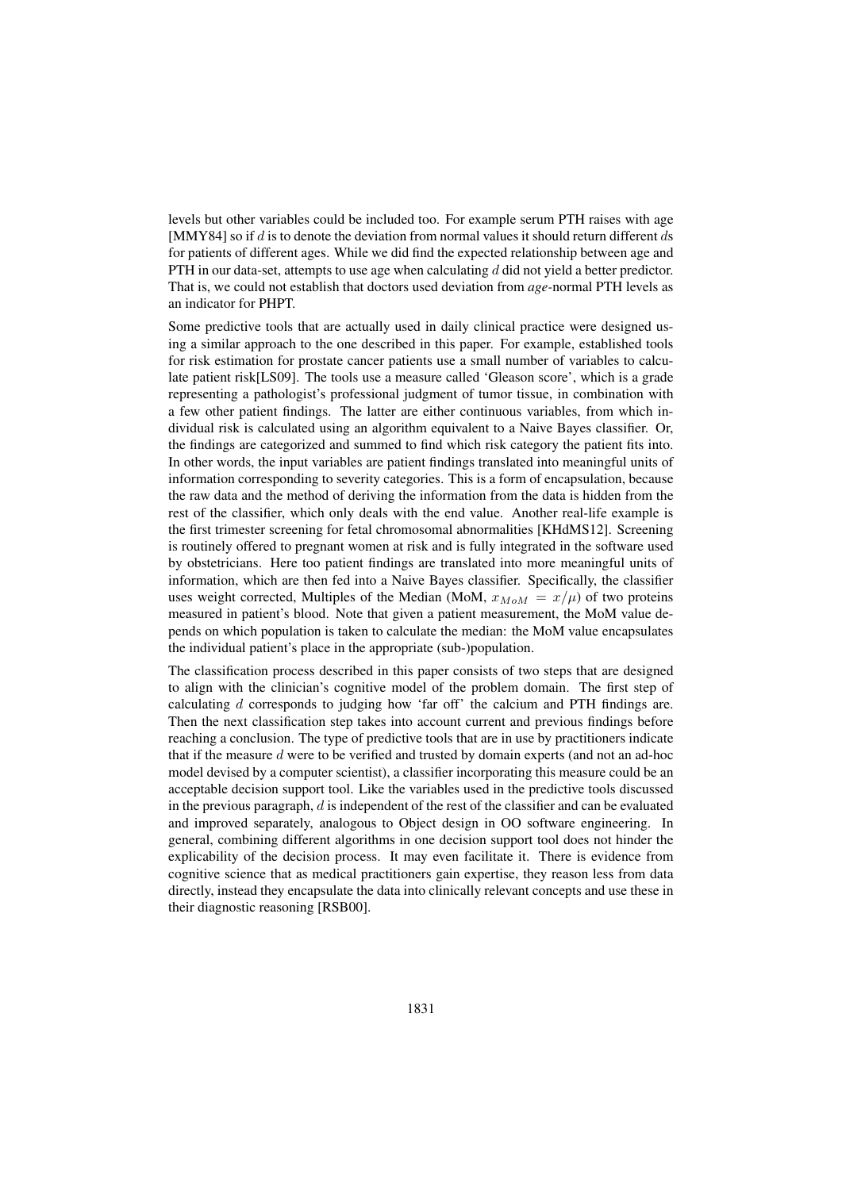levels but other variables could be included too. For example serum PTH raises with age [MMY84] so if $d$ is to denote the deviation from normal values it should return different $d$s for patients of different ages. While we did find the expected relationship between age and PTH in our data-set, attempts to use age when calculating $d$ did not yield a better predictor. That is, we could not establish that doctors used deviation from *age*-normal PTH levels as an indicator for PHPT.

Some predictive tools that are actually used in daily clinical practice were designed using a similar approach to the one described in this paper. For example, established tools for risk estimation for prostate cancer patients use a small number of variables to calculate patient risk[LS09]. The tools use a measure called 'Gleason score', which is a grade representing a pathologist's professional judgment of tumor tissue, in combination with a few other patient findings. The latter are either continuous variables, from which individual risk is calculated using an algorithm equivalent to a Naive Bayes classifier. Or, the findings are categorized and summed to find which risk category the patient fits into. In other words, the input variables are patient findings translated into meaningful units of information corresponding to severity categories. This is a form of encapsulation, because the raw data and the method of deriving the information from the data is hidden from the rest of the classifier, which only deals with the end value. Another real-life example is the first trimester screening for fetal chromosomal abnormalities [KHdMS12]. Screening is routinely offered to pregnant women at risk and is fully integrated in the software used by obstetricians. Here too patient findings are translated into more meaningful units of information, which are then fed into a Naive Bayes classifier. Specifically, the classifier uses weight corrected, Multiples of the Median (MoM, $x_{MoM} = x/\mu$) of two proteins measured in patient's blood. Note that given a patient measurement, the MoM value depends on which population is taken to calculate the median: the MoM value encapsulates the individual patient's place in the appropriate (sub-)population.

The classification process described in this paper consists of two steps that are designed to align with the clinician's cognitive model of the problem domain. The first step of calculating $d$ corresponds to judging how 'far off' the calcium and PTH findings are. Then the next classification step takes into account current and previous findings before reaching a conclusion. The type of predictive tools that are in use by practitioners indicate that if the measure $d$ were to be verified and trusted by domain experts (and not an ad-hoc model devised by a computer scientist), a classifier incorporating this measure could be an acceptable decision support tool. Like the variables used in the predictive tools discussed in the previous paragraph, $d$ is independent of the rest of the classifier and can be evaluated and improved separately, analogous to Object design in OO software engineering. In general, combining different algorithms in one decision support tool does not hinder the explicability of the decision process. It may even facilitate it. There is evidence from cognitive science that as medical practitioners gain expertise, they reason less from data directly, instead they encapsulate the data into clinically relevant concepts and use these in their diagnostic reasoning [RSB00].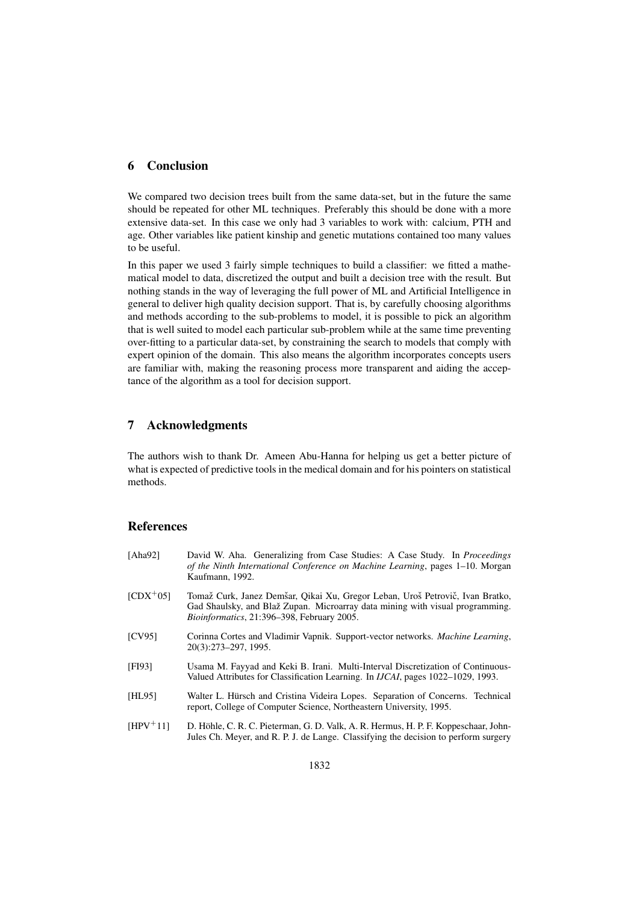## 6 Conclusion

We compared two decision trees built from the same data-set, but in the future the same should be repeated for other ML techniques. Preferably this should be done with a more extensive data-set. In this case we only had 3 variables to work with: calcium, PTH and age. Other variables like patient kinship and genetic mutations contained too many values to be useful.

In this paper we used 3 fairly simple techniques to build a classifier: we fitted a mathematical model to data, discretized the output and built a decision tree with the result. But nothing stands in the way of leveraging the full power of ML and Artificial Intelligence in general to deliver high quality decision support. That is, by carefully choosing algorithms and methods according to the sub-problems to model, it is possible to pick an algorithm that is well suited to model each particular sub-problem while at the same time preventing over-fitting to a particular data-set, by constraining the search to models that comply with expert opinion of the domain. This also means the algorithm incorporates concepts users are familiar with, making the reasoning process more transparent and aiding the acceptance of the algorithm as a tool for decision support.

## 7 Acknowledgments

The authors wish to thank Dr. Ameen Abu-Hanna for helping us get a better picture of what is expected of predictive tools in the medical domain and for his pointers on statistical methods.

## References

[Aha92] David W. Aha. Generalizing from Case Studies: A Case Study. In *Proceedings of the Ninth International Conference on Machine Learning*, pages 1–10. Morgan Kaufmann, 1992.

[CDX+05] Tomaž Curk, Janez Demšar, Qikai Xu, Gregor Leban, Uroš Petrovič, Ivan Bratko, Gad Shaulsky, and Blaž Zupan. Microarray data mining with visual programming. *Bioinformatics*, 21:396–398, February 2005.

[CV95] Corinna Cortes and Vladimir Vapnik. Support-vector networks. *Machine Learning*, 20(3):273–297, 1995.

[FI93] Usama M. Fayyad and Keki B. Irani. Multi-Interval Discretization of Continuous-Valued Attributes for Classification Learning. In *IJCAI*, pages 1022–1029, 1993.

[HL95] Walter L. Hürsch and Cristina Videira Lopes. Separation of Concerns. Technical report, College of Computer Science, Northeastern University, 1995.

[HPV+11] D. Höhle, C. R. C. Pieterman, G. D. Valk, A. R. Hermus, H. P. F. Koppeschaar, John-Jules Ch. Meyer, and R. P. J. de Lange. Classifying the decision to perform surgery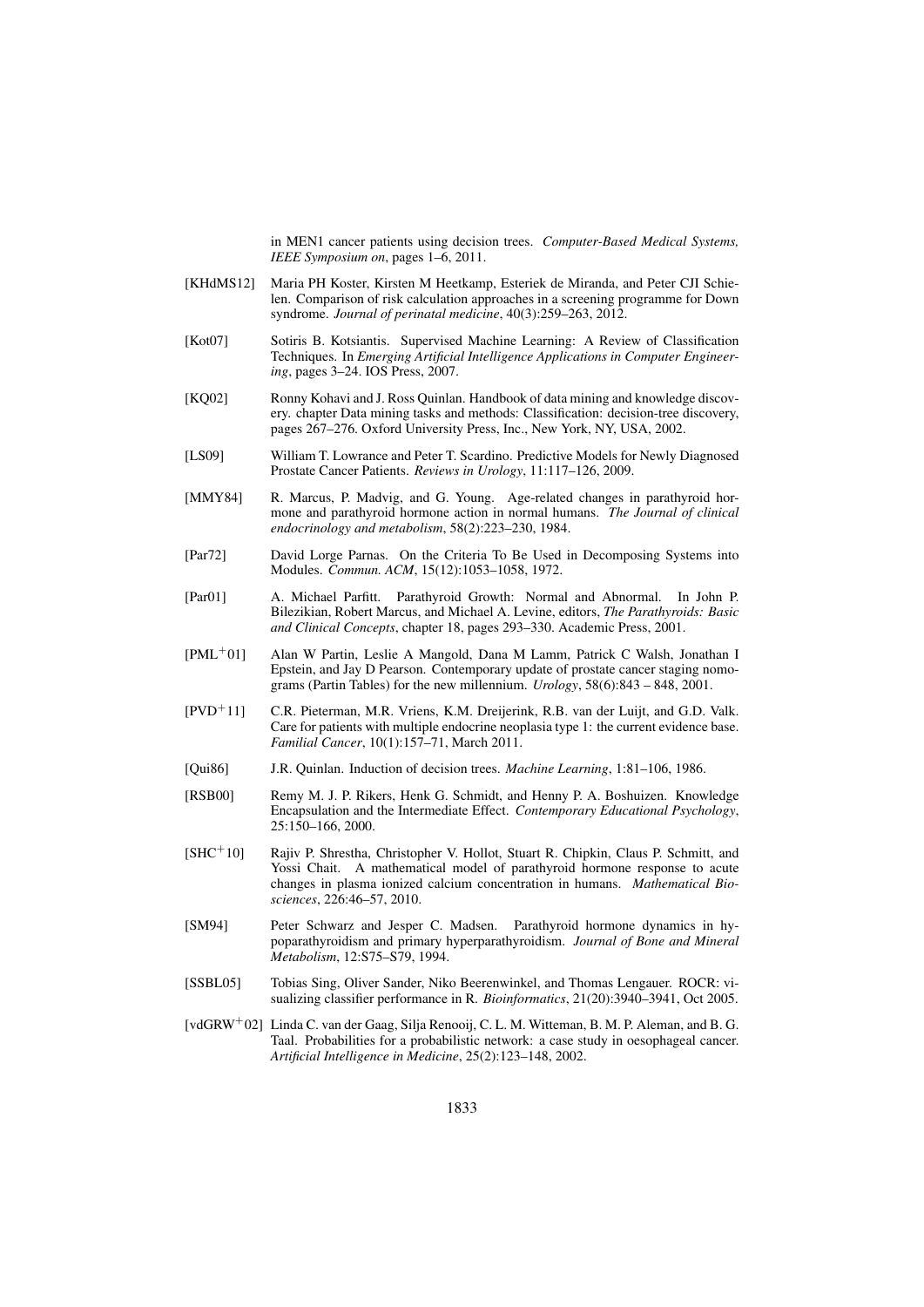in MEN1 cancer patients using decision trees. *Computer-Based Medical Systems, IEEE Symposium on*, pages 1–6, 2011.

[KHdMS12] Maria PH Koster, Kirsten M Heetkamp, Esteriek de Miranda, and Peter CJI Schielen. Comparison of risk calculation approaches in a screening programme for Down syndrome. *Journal of perinatal medicine*, 40(3):259–263, 2012.

[Kot07] Sotiris B. Kotsiantis. Supervised Machine Learning: A Review of Classification Techniques. In *Emerging Artificial Intelligence Applications in Computer Engineering*, pages 3–24. IOS Press, 2007.

[KQ02] Ronny Kohavi and J. Ross Quinlan. Handbook of data mining and knowledge discovery. chapter Data mining tasks and methods: Classification: decision-tree discovery, pages 267–276. Oxford University Press, Inc., New York, NY, USA, 2002.

[LS09] William T. Lowrance and Peter T. Scardino. Predictive Models for Newly Diagnosed Prostate Cancer Patients. *Reviews in Urology*, 11:117–126, 2009.

[MMY84] R. Marcus, P. Madvig, and G. Young. Age-related changes in parathyroid hormone and parathyroid hormone action in normal humans. *The Journal of clinical endocrinology and metabolism*, 58(2):223–230, 1984.

[Par72] David Lorge Parnas. On the Criteria To Be Used in Decomposing Systems into Modules. *Commun. ACM*, 15(12):1053–1058, 1972.

[Par01] A. Michael Parfitt. Parathyroid Growth: Normal and Abnormal. In John P. Bilezikian, Robert Marcus, and Michael A. Levine, editors, *The Parathyroids: Basic and Clinical Concepts*, chapter 18, pages 293–330. Academic Press, 2001.

[PML+01] Alan W Partin, Leslie A Mangold, Dana M Lamm, Patrick C Walsh, Jonathan I Epstein, and Jay D Pearson. Contemporary update of prostate cancer staging nomograms (Partin Tables) for the new millennium. *Urology*, 58(6):843 – 848, 2001.

[PVD+11] C.R. Pieterman, M.R. Vriens, K.M. Dreijerink, R.B. van der Luijt, and G.D. Valk. Care for patients with multiple endocrine neoplasia type 1: the current evidence base. *Familial Cancer*, 10(1):157–71, March 2011.

[Qui86] J.R. Quinlan. Induction of decision trees. *Machine Learning*, 1:81–106, 1986.

[RSB00] Remy M. J. P. Rikers, Henk G. Schmidt, and Henny P. A. Boshuizen. Knowledge Encapsulation and the Intermediate Effect. *Contemporary Educational Psychology*, 25:150–166, 2000.

[SHC+10] Rajiv P. Shrestha, Christopher V. Hollot, Stuart R. Chipkin, Claus P. Schmitt, and Yossi Chait. A mathematical model of parathyroid hormone response to acute changes in plasma ionized calcium concentration in humans. *Mathematical Biosciences*, 226:46–57, 2010.

[SM94] Peter Schwarz and Jesper C. Madsen. Parathyroid hormone dynamics in hypoparathyroidism and primary hyperparathyroidism. *Journal of Bone and Mineral Metabolism*, 12:S75–S79, 1994.

[SSBL05] Tobias Sing, Oliver Sander, Niko Beerenwinkel, and Thomas Lengauer. ROCR: visualizing classifier performance in R. *Bioinformatics*, 21(20):3940–3941, Oct 2005.

[vdGRW+02] Linda C. van der Gaag, Silja Renooij, C. L. M. Witteman, B. M. P. Aleman, and B. G. Taal. Probabilities for a probabilistic network: a case study in oesophageal cancer. *Artificial Intelligence in Medicine*, 25(2):123–148, 2002.